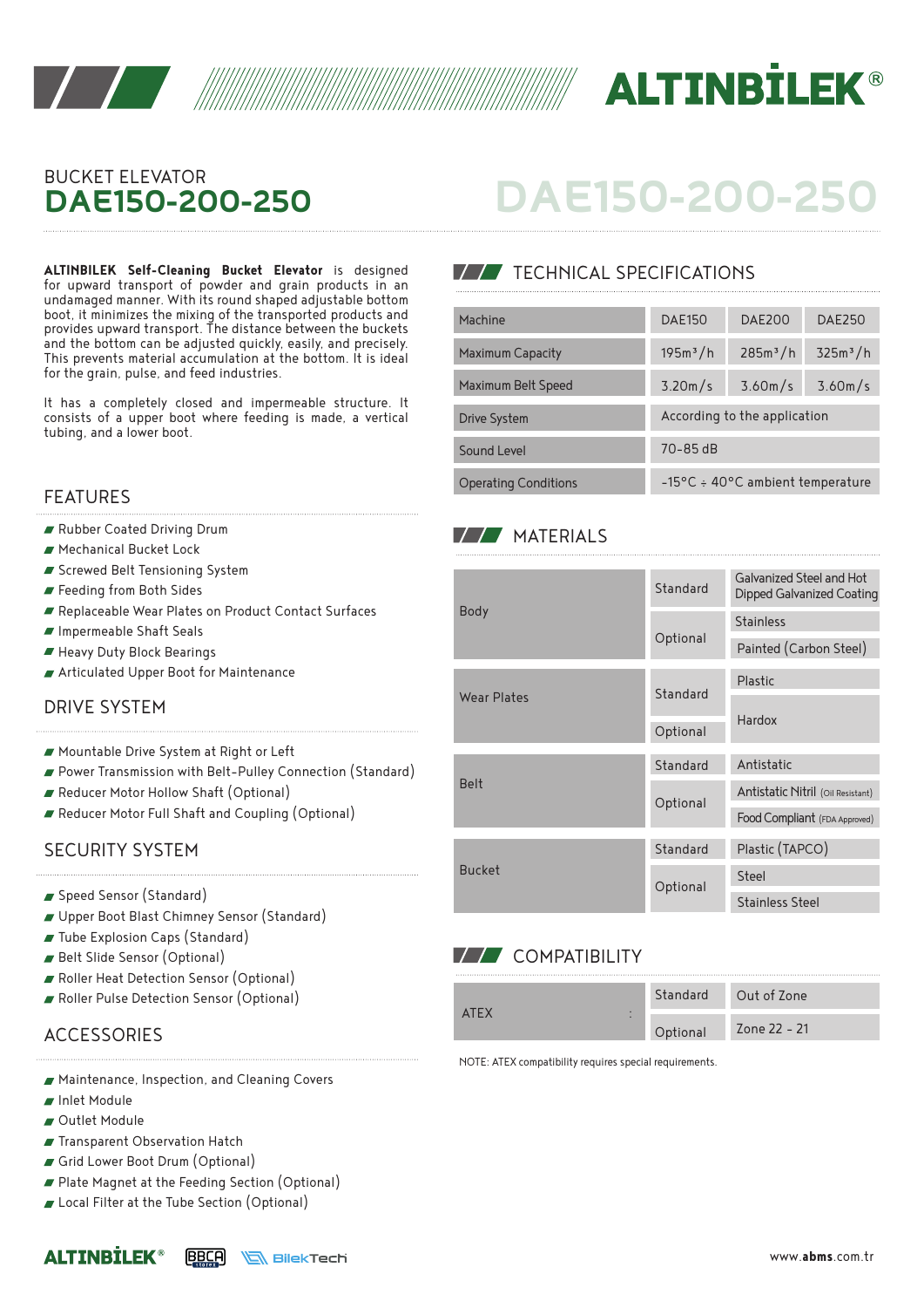# BUCKET ELEVATOR
# DAE150-200-250

**ALTINBILEK Self-Cleaning Bucket Elevator** is designed for upward transport of powder and grain products in an undamaged manner. With its round shaped adjustable bottom boot, it minimizes the mixing of the transported products and provides upward transport. The distance between the buckets and the bottom can be adjusted quickly, easily, and precisely. This prevents material accumulation at the bottom. It is ideal for the grain, pulse, and feed industries.

It has a completely closed and impermeable structure. It consists of a upper boot where feeding is made, a vertical tubing, and a lower boot.

## FEATURES

- Rubber Coated Driving Drum
- Mechanical Bucket Lock
- Screwed Belt Tensioning System
- Feeding from Both Sides
- Replaceable Wear Plates on Product Contact Surfaces
- Impermeable Shaft Seals
- Heavy Duty Block Bearings
- Articulated Upper Boot for Maintenance

## DRIVE SYSTEM

- Mountable Drive System at Right or Left
- Power Transmission with Belt-Pulley Connection (Standard)
- Reducer Motor Hollow Shaft (Optional)
- Reducer Motor Full Shaft and Coupling (Optional)

## SECURITY SYSTEM

- Speed Sensor (Standard)
- Upper Boot Blast Chimney Sensor (Standard)
- Tube Explosion Caps (Standard)
- Belt Slide Sensor (Optional)
- Roller Heat Detection Sensor (Optional)
- Roller Pulse Detection Sensor (Optional)

## ACCESSORIES

- Maintenance, Inspection, and Cleaning Covers
- Inlet Module
- Outlet Module
- Transparent Observation Hatch
- Grid Lower Boot Drum (Optional)
- Plate Magnet at the Feeding Section (Optional)
- Local Filter at the Tube Section (Optional)

## TECHNICAL SPECIFICATIONS

| Machine | DAE150 | DAE200 | DAE250 |
|---|---|---|---|
| Maximum Capacity | 195m³/h | 285m³/h | 325m³/h |
| Maximum Belt Speed | 3.20m/s | 3.60m/s | 3.60m/s |
| Drive System | According to the application | | |
| Sound Level | 70-85 dB | | |
| Operating Conditions | -15°C ÷ 40°C ambient temperature | | |

## MATERIALS

| Component | Type | Material |
|---|---|---|
| Body | Standard | Galvanized Steel and Hot Dipped Galvanized Coating |
| | Optional | Stainless |
| | | Painted (Carbon Steel) |
| Wear Plates | Standard | Plastic |
| | | Hardox |
| | Optional | |
| Belt | Standard | Antistatic |
| | Optional | Antistatic Nitril (Oil Resistant) |
| | | Food Compliant (FDA Approved) |
| Bucket | Standard | Plastic (TAPCO) |
| | Optional | Steel |
| | | Stainless Steel |

## COMPATIBILITY

| | Type | Zone |
|---|---|---|
| ATEX : | Standard | Out of Zone |
| | Optional | Zone 22 - 21 |

NOTE: ATEX compatibility requires special requirements.

www.abms.com.tr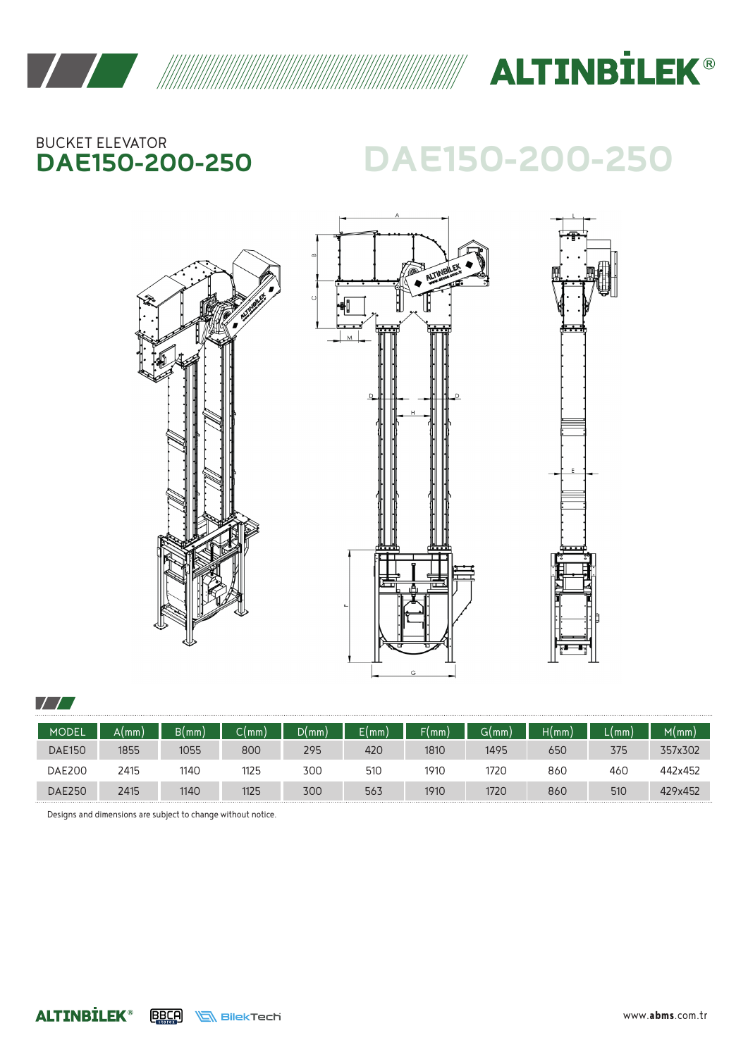# BUCKET ELEVATOR
## DAE150-200-250

DAE150-200-250

| MODEL | A(mm) | B(mm) | C(mm) | D(mm) | E(mm) | F(mm) | G(mm) | H(mm) | L(mm) | M(mm) |
|---|---|---|---|---|---|---|---|---|---|---|
| DAE150 | 1855 | 1055 | 800 | 295 | 420 | 1810 | 1495 | 650 | 375 | 357x302 |
| DAE200 | 2415 | 1140 | 1125 | 300 | 510 | 1910 | 1720 | 860 | 460 | 442x452 |
| DAE250 | 2415 | 1140 | 1125 | 300 | 563 | 1910 | 1720 | 860 | 510 | 429x452 |

Designs and dimensions are subject to change without notice.